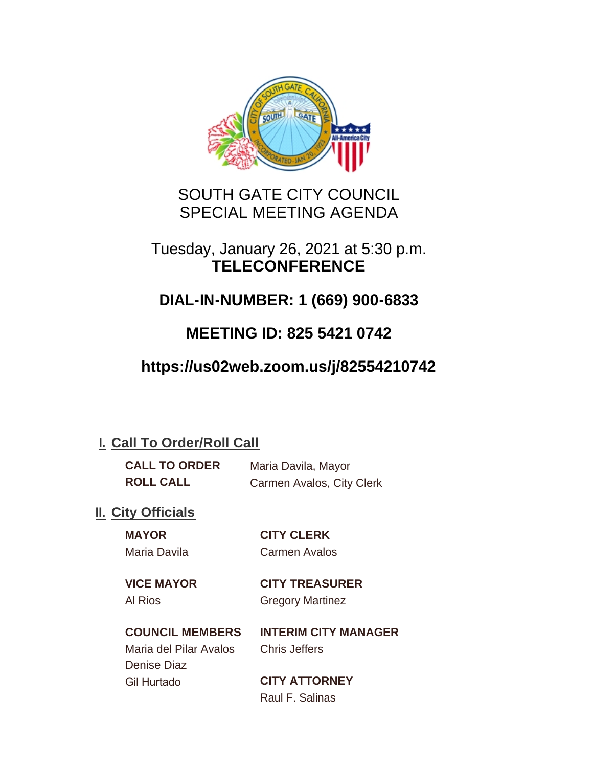# SOUTH GATE CITY COUNCIL
# SPECIAL MEETING AGENDA

Tuesday, January 26, 2021 at 5:30 p.m.
**TELECONFERENCE**

**DIAL-IN-NUMBER: 1 (669) 900-6833**

**MEETING ID: 825 5421 0742**

**https://us02web.zoom.us/j/82554210742**

## I. Call To Order/Roll Call

**CALL TO ORDER** Maria Davila, Mayor
**ROLL CALL** Carmen Avalos, City Clerk

## II. City Officials

**MAYOR**
Maria Davila

**VICE MAYOR**
Al Rios

**COUNCIL MEMBERS**
Maria del Pilar Avalos
Denise Diaz
Gil Hurtado

**CITY CLERK**
Carmen Avalos

**CITY TREASURER**
Gregory Martinez

**INTERIM CITY MANAGER**
Chris Jeffers

**CITY ATTORNEY**
Raul F. Salinas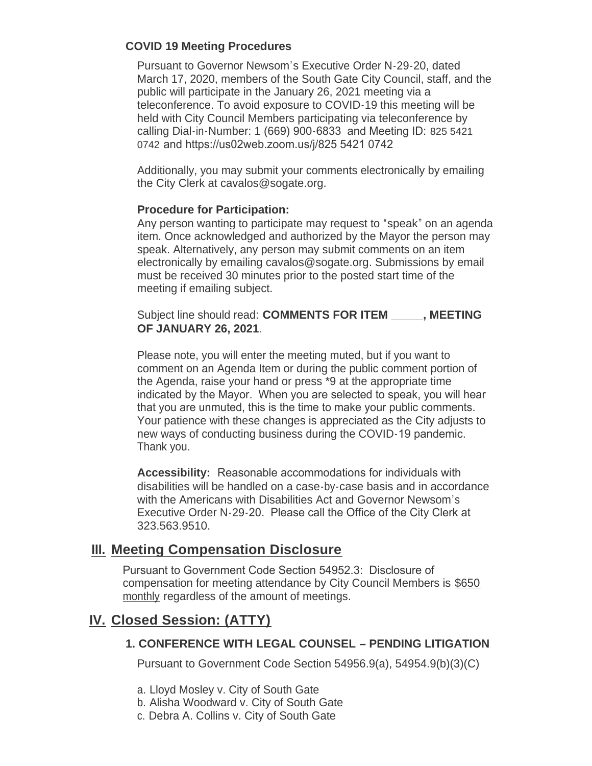**COVID 19 Meeting Procedures**

Pursuant to Governor Newsom's Executive Order N-29-20, dated March 17, 2020, members of the South Gate City Council, staff, and the public will participate in the January 26, 2021 meeting via a teleconference. To avoid exposure to COVID-19 this meeting will be held with City Council Members participating via teleconference by calling Dial-in-Number: 1 (669) 900-6833 and Meeting ID: 825 5421 0742 and https://us02web.zoom.us/j/825 5421 0742

Additionally, you may submit your comments electronically by emailing the City Clerk at cavalos@sogate.org.

**Procedure for Participation:**

Any person wanting to participate may request to "speak" on an agenda item. Once acknowledged and authorized by the Mayor the person may speak. Alternatively, any person may submit comments on an item electronically by emailing cavalos@sogate.org. Submissions by email must be received 30 minutes prior to the posted start time of the meeting if emailing subject.

Subject line should read: **COMMENTS FOR ITEM _____, MEETING OF JANUARY 26, 2021**.

Please note, you will enter the meeting muted, but if you want to comment on an Agenda Item or during the public comment portion of the Agenda, raise your hand or press *9 at the appropriate time indicated by the Mayor. When you are selected to speak, you will hear that you are unmuted, this is the time to make your public comments. Your patience with these changes is appreciated as the City adjusts to new ways of conducting business during the COVID-19 pandemic. Thank you.

**Accessibility:** Reasonable accommodations for individuals with disabilities will be handled on a case-by-case basis and in accordance with the Americans with Disabilities Act and Governor Newsom's Executive Order N-29-20. Please call the Office of the City Clerk at 323.563.9510.

## III. Meeting Compensation Disclosure

Pursuant to Government Code Section 54952.3: Disclosure of compensation for meeting attendance by City Council Members is $650 monthly regardless of the amount of meetings.

## IV. Closed Session: (ATTY)

### 1. CONFERENCE WITH LEGAL COUNSEL – PENDING LITIGATION

Pursuant to Government Code Section 54956.9(a), 54954.9(b)(3)(C)

a. Lloyd Mosley v. City of South Gate
b. Alisha Woodward v. City of South Gate
c. Debra A. Collins v. City of South Gate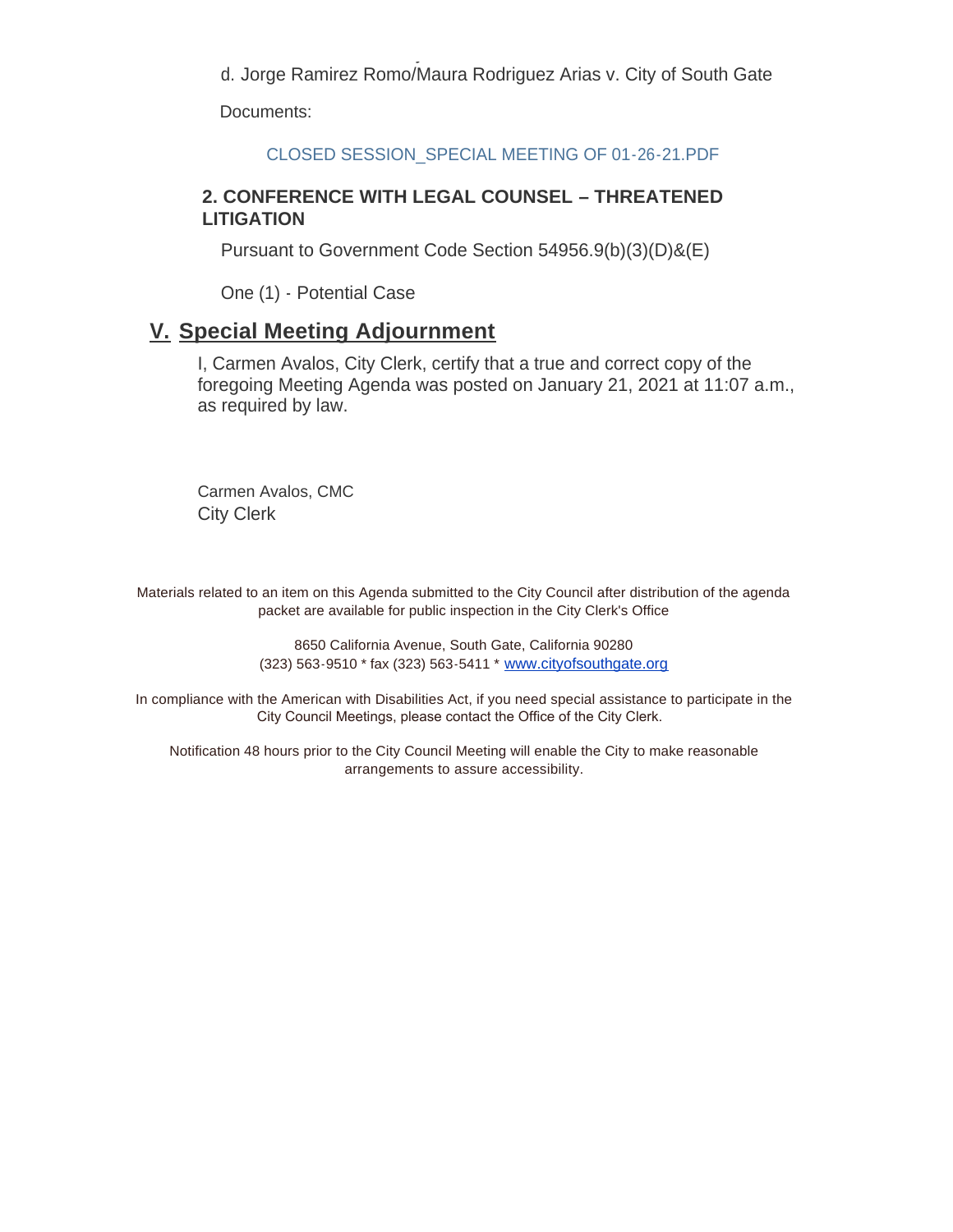d. Jorge Ramirez Romo/Maura Rodriguez Arias v. City of South Gate

Documents:

CLOSED SESSION_SPECIAL MEETING OF 01-26-21.PDF

**2. CONFERENCE WITH LEGAL COUNSEL – THREATENED LITIGATION**

Pursuant to Government Code Section 54956.9(b)(3)(D)&(E)

One (1) - Potential Case

## V. Special Meeting Adjournment

I, Carmen Avalos, City Clerk, certify that a true and correct copy of the foregoing Meeting Agenda was posted on January 21, 2021 at 11:07 a.m., as required by law.

Carmen Avalos, CMC
City Clerk

Materials related to an item on this Agenda submitted to the City Council after distribution of the agenda packet are available for public inspection in the City Clerk's Office

8650 California Avenue, South Gate, California 90280
(323) 563-9510 * fax (323) 563-5411 * www.cityofsouthgate.org

In compliance with the American with Disabilities Act, if you need special assistance to participate in the City Council Meetings, please contact the Office of the City Clerk.

Notification 48 hours prior to the City Council Meeting will enable the City to make reasonable arrangements to assure accessibility.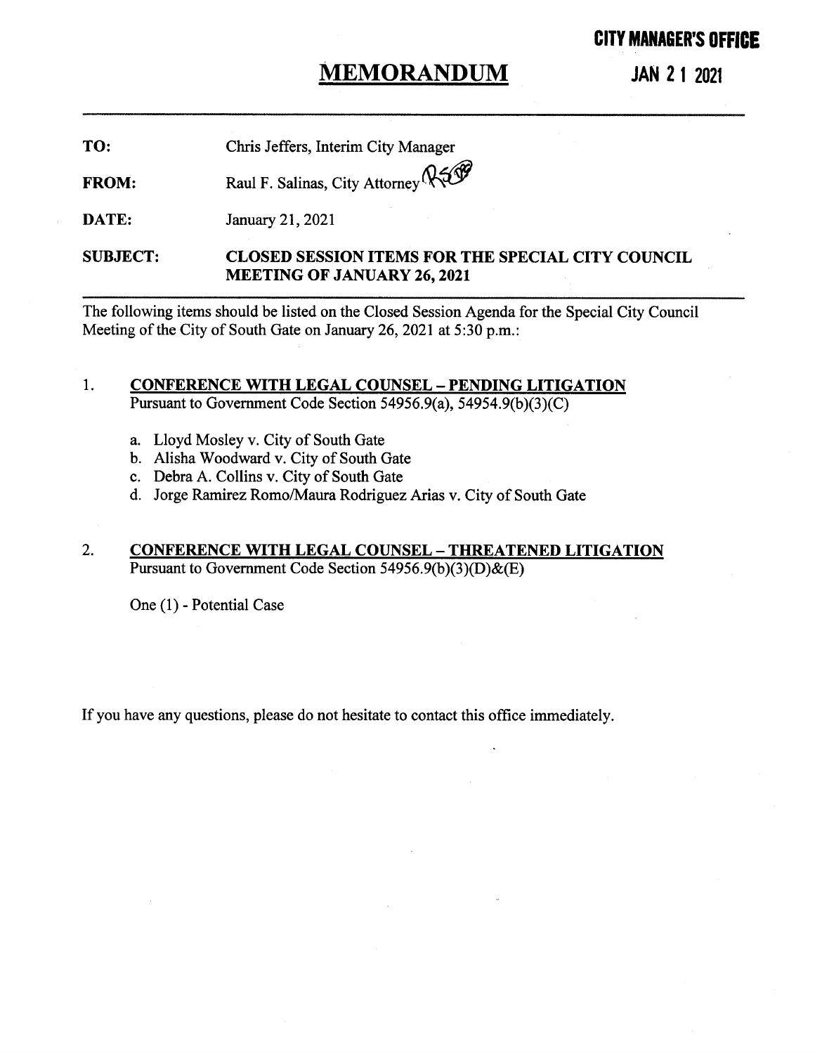**CITY MANAGER'S OFFICE**

**JAN 21 2021**

# MEMORANDUM

**TO:** Chris Jeffers, Interim City Manager

**FROM:** Raul F. Salinas, City Attorney

**DATE:** January 21, 2021

**SUBJECT:** **CLOSED SESSION ITEMS FOR THE SPECIAL CITY COUNCIL MEETING OF JANUARY 26, 2021**

The following items should be listed on the Closed Session Agenda for the Special City Council Meeting of the City of South Gate on January 26, 2021 at 5:30 p.m.:

1. **CONFERENCE WITH LEGAL COUNSEL – PENDING LITIGATION**
   Pursuant to Government Code Section 54956.9(a), 54954.9(b)(3)(C)

   a. Lloyd Mosley v. City of South Gate
   b. Alisha Woodward v. City of South Gate
   c. Debra A. Collins v. City of South Gate
   d. Jorge Ramirez Romo/Maura Rodriguez Arias v. City of South Gate

2. **CONFERENCE WITH LEGAL COUNSEL – THREATENED LITIGATION**
   Pursuant to Government Code Section 54956.9(b)(3)(D)&(E)

   One (1) - Potential Case

If you have any questions, please do not hesitate to contact this office immediately.